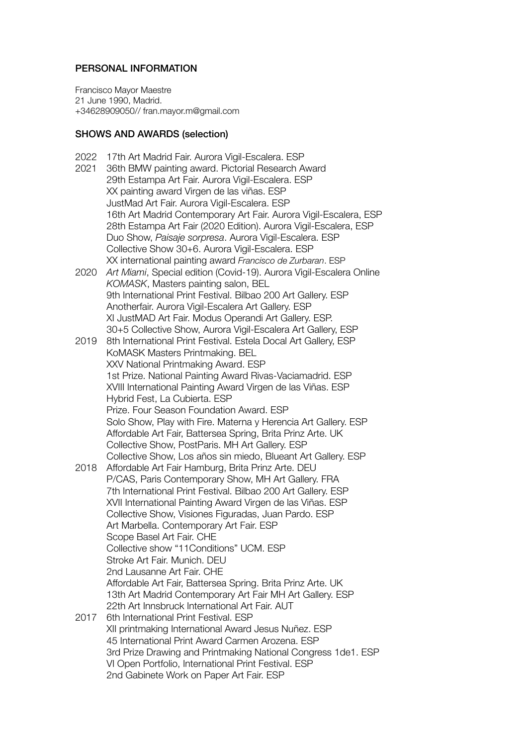## PERSONAL INFORMATION

Francisco Mayor Maestre
21 June 1990, Madrid.
+34628909050// fran.mayor.m@gmail.com

## SHOWS AND AWARDS (selection)

2022 17th Art Madrid Fair. Aurora Vigil-Escalera. ESP

2021 36th BMW painting award. Pictorial Research Award
29th Estampa Art Fair. Aurora Vigil-Escalera. ESP
XX painting award Virgen de las viñas. ESP
JustMad Art Fair. Aurora Vigil-Escalera. ESP
16th Art Madrid Contemporary Art Fair. Aurora Vigil-Escalera, ESP
28th Estampa Art Fair (2020 Edition). Aurora Vigil-Escalera, ESP
Duo Show, *Paisaje sorpresa*. Aurora Vigil-Escalera. ESP
Collective Show 30+6. Aurora Vigil-Escalera. ESP
XX international painting award *Francisco de Zurbaran*. ESP

2020 *Art Miami*, Special edition (Covid-19). Aurora Vigil-Escalera Online
*KOMASK*, Masters painting salon, BEL
9th International Print Festival. Bilbao 200 Art Gallery. ESP
Anotherfair. Aurora Vigil-Escalera Art Gallery. ESP
XI JustMAD Art Fair. Modus Operandi Art Gallery. ESP.
30+5 Collective Show, Aurora Vigil-Escalera Art Gallery, ESP

2019 8th International Print Festival. Estela Docal Art Gallery, ESP
KoMASK Masters Printmaking. BEL
XXV National Printmaking Award. ESP
1st Prize. National Painting Award Rivas-Vaciamadrid. ESP
XVIII International Painting Award Virgen de las Viñas. ESP
Hybrid Fest, La Cubierta. ESP
Prize. Four Season Foundation Award. ESP
Solo Show, Play with Fire. Materna y Herencia Art Gallery. ESP
Affordable Art Fair, Battersea Spring, Brita Prinz Arte. UK
Collective Show, PostParis. MH Art Gallery. ESP
Collective Show, Los años sin miedo, Blueant Art Gallery. ESP

2018 Affordable Art Fair Hamburg, Brita Prinz Arte. DEU
P/CAS, Paris Contemporary Show, MH Art Gallery. FRA
7th International Print Festival. Bilbao 200 Art Gallery. ESP
XVII International Painting Award Virgen de las Viñas. ESP
Collective Show, Visiones Figuradas, Juan Pardo. ESP
Art Marbella. Contemporary Art Fair. ESP
Scope Basel Art Fair. CHE
Collective show "11Conditions" UCM. ESP
Stroke Art Fair. Munich. DEU
2nd Lausanne Art Fair. CHE
Affordable Art Fair, Battersea Spring. Brita Prinz Arte. UK
13th Art Madrid Contemporary Art Fair MH Art Gallery. ESP
22th Art Innsbruck International Art Fair. AUT

2017 6th International Print Festival. ESP
XII printmaking International Award Jesus Nuñez. ESP
45 International Print Award Carmen Arozena. ESP
3rd Prize Drawing and Printmaking National Congress 1de1. ESP
VI Open Portfolio, International Print Festival. ESP
2nd Gabinete Work on Paper Art Fair. ESP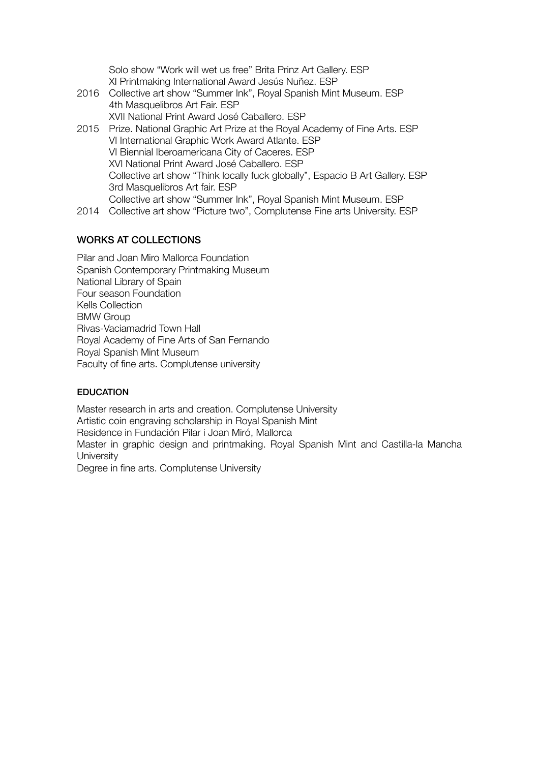Solo show "Work will wet us free" Brita Prinz Art Gallery. ESP
XI Printmaking International Award Jesús Nuñez. ESP

2016 Collective art show "Summer Ink", Royal Spanish Mint Museum. ESP
4th Masquelibros Art Fair. ESP
XVII National Print Award José Caballero. ESP

2015 Prize. National Graphic Art Prize at the Royal Academy of Fine Arts. ESP
VI International Graphic Work Award Atlante. ESP
VI Biennial Iberoamericana City of Caceres. ESP
XVI National Print Award José Caballero. ESP
Collective art show "Think locally fuck globally", Espacio B Art Gallery. ESP
3rd Masquelibros Art fair. ESP
Collective art show "Summer Ink", Royal Spanish Mint Museum. ESP

2014 Collective art show "Picture two", Complutense Fine arts University. ESP

## WORKS AT COLLECTIONS

Pilar and Joan Miro Mallorca Foundation
Spanish Contemporary Printmaking Museum
National Library of Spain
Four season Foundation
Kells Collection
BMW Group
Rivas-Vaciamadrid Town Hall
Royal Academy of Fine Arts of San Fernando
Royal Spanish Mint Museum
Faculty of fine arts. Complutense university

## EDUCATION

Master research in arts and creation. Complutense University
Artistic coin engraving scholarship in Royal Spanish Mint
Residence in Fundación Pilar i Joan Miró, Mallorca
Master in graphic design and printmaking. Royal Spanish Mint and Castilla-la Mancha University
Degree in fine arts. Complutense University